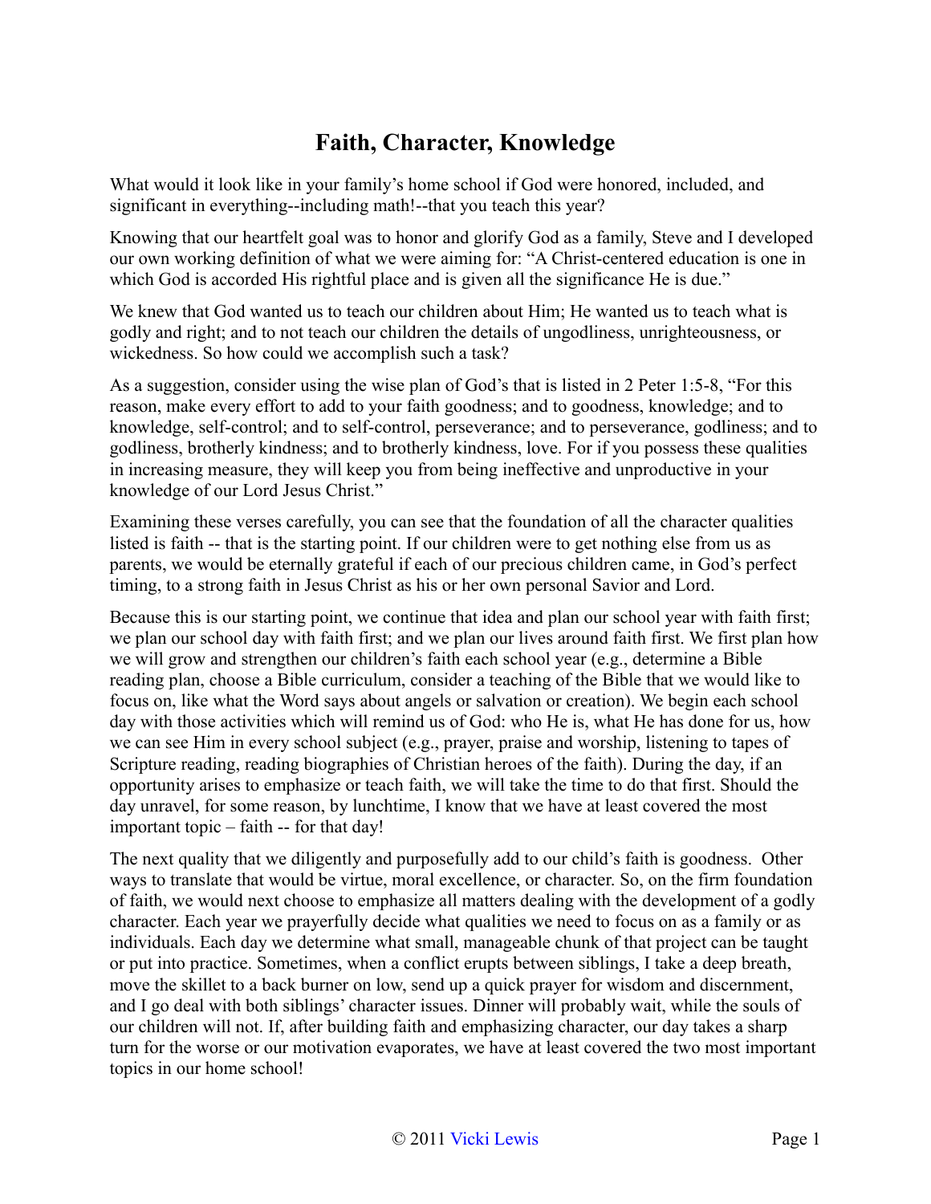# Faith, Character, Knowledge

What would it look like in your family's home school if God were honored, included, and significant in everything--including math!--that you teach this year?

Knowing that our heartfelt goal was to honor and glorify God as a family, Steve and I developed our own working definition of what we were aiming for: "A Christ-centered education is one in which God is accorded His rightful place and is given all the significance He is due."

We knew that God wanted us to teach our children about Him; He wanted us to teach what is godly and right; and to not teach our children the details of ungodliness, unrighteousness, or wickedness. So how could we accomplish such a task?

As a suggestion, consider using the wise plan of God's that is listed in 2 Peter 1:5-8, "For this reason, make every effort to add to your faith goodness; and to goodness, knowledge; and to knowledge, self-control; and to self-control, perseverance; and to perseverance, godliness; and to godliness, brotherly kindness; and to brotherly kindness, love. For if you possess these qualities in increasing measure, they will keep you from being ineffective and unproductive in your knowledge of our Lord Jesus Christ."

Examining these verses carefully, you can see that the foundation of all the character qualities listed is faith -- that is the starting point. If our children were to get nothing else from us as parents, we would be eternally grateful if each of our precious children came, in God's perfect timing, to a strong faith in Jesus Christ as his or her own personal Savior and Lord.

Because this is our starting point, we continue that idea and plan our school year with faith first; we plan our school day with faith first; and we plan our lives around faith first. We first plan how we will grow and strengthen our children's faith each school year (e.g., determine a Bible reading plan, choose a Bible curriculum, consider a teaching of the Bible that we would like to focus on, like what the Word says about angels or salvation or creation). We begin each school day with those activities which will remind us of God: who He is, what He has done for us, how we can see Him in every school subject (e.g., prayer, praise and worship, listening to tapes of Scripture reading, reading biographies of Christian heroes of the faith). During the day, if an opportunity arises to emphasize or teach faith, we will take the time to do that first. Should the day unravel, for some reason, by lunchtime, I know that we have at least covered the most important topic – faith -- for that day!

The next quality that we diligently and purposefully add to our child's faith is goodness. Other ways to translate that would be virtue, moral excellence, or character. So, on the firm foundation of faith, we would next choose to emphasize all matters dealing with the development of a godly character. Each year we prayerfully decide what qualities we need to focus on as a family or as individuals. Each day we determine what small, manageable chunk of that project can be taught or put into practice. Sometimes, when a conflict erupts between siblings, I take a deep breath, move the skillet to a back burner on low, send up a quick prayer for wisdom and discernment, and I go deal with both siblings' character issues. Dinner will probably wait, while the souls of our children will not. If, after building faith and emphasizing character, our day takes a sharp turn for the worse or our motivation evaporates, we have at least covered the two most important topics in our home school!

© 2011 Vicki Lewis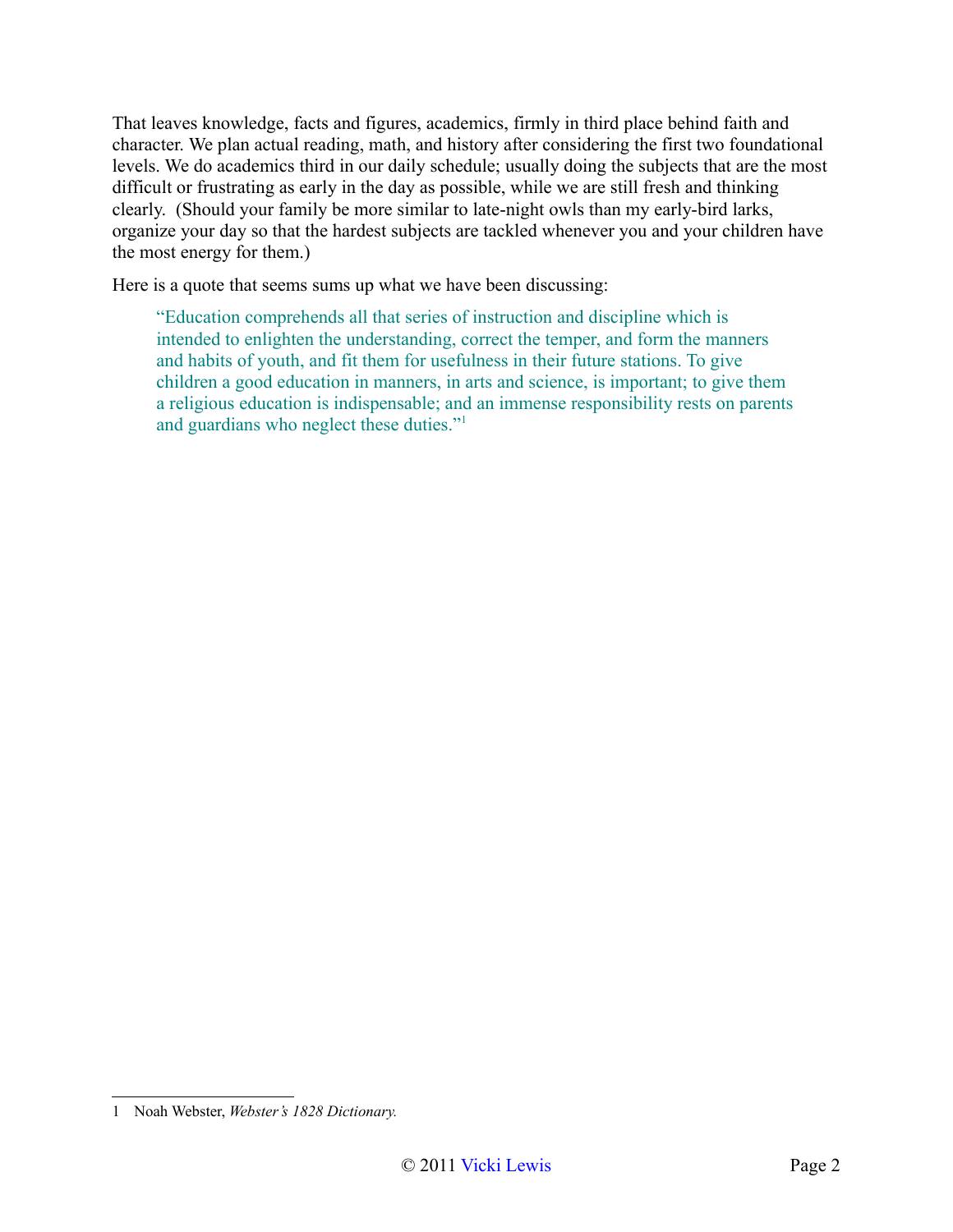That leaves knowledge, facts and figures, academics, firmly in third place behind faith and character. We plan actual reading, math, and history after considering the first two foundational levels. We do academics third in our daily schedule; usually doing the subjects that are the most difficult or frustrating as early in the day as possible, while we are still fresh and thinking clearly. (Should your family be more similar to late-night owls than my early-bird larks, organize your day so that the hardest subjects are tackled whenever you and your children have the most energy for them.)

Here is a quote that seems sums up what we have been discussing:

> "Education comprehends all that series of instruction and discipline which is intended to enlighten the understanding, correct the temper, and form the manners and habits of youth, and fit them for usefulness in their future stations. To give children a good education in manners, in arts and science, is important; to give them a religious education is indispensable; and an immense responsibility rests on parents and guardians who neglect these duties."[1]

---

1 Noah Webster, *Webster's 1828 Dictionary.*

© 2011 Vicki Lewis